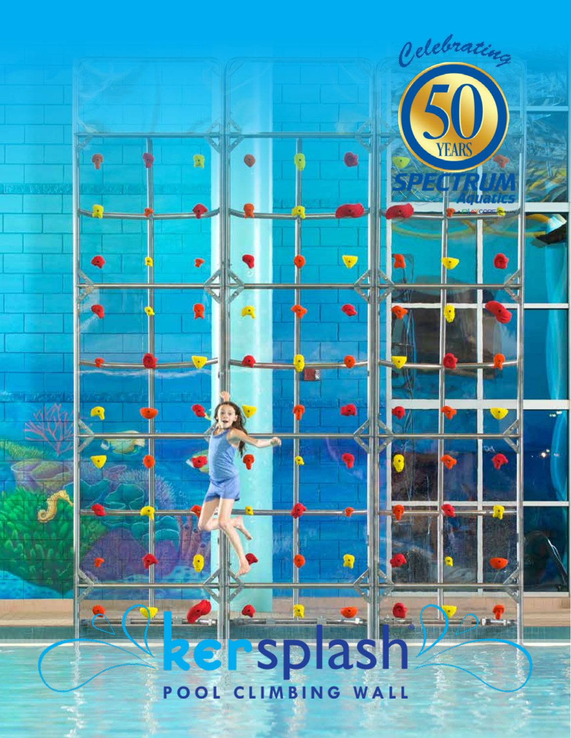Celebrating

50 YEARS

SPECTRUM Aquatics

# kersplash®

## POOL CLIMBING WALL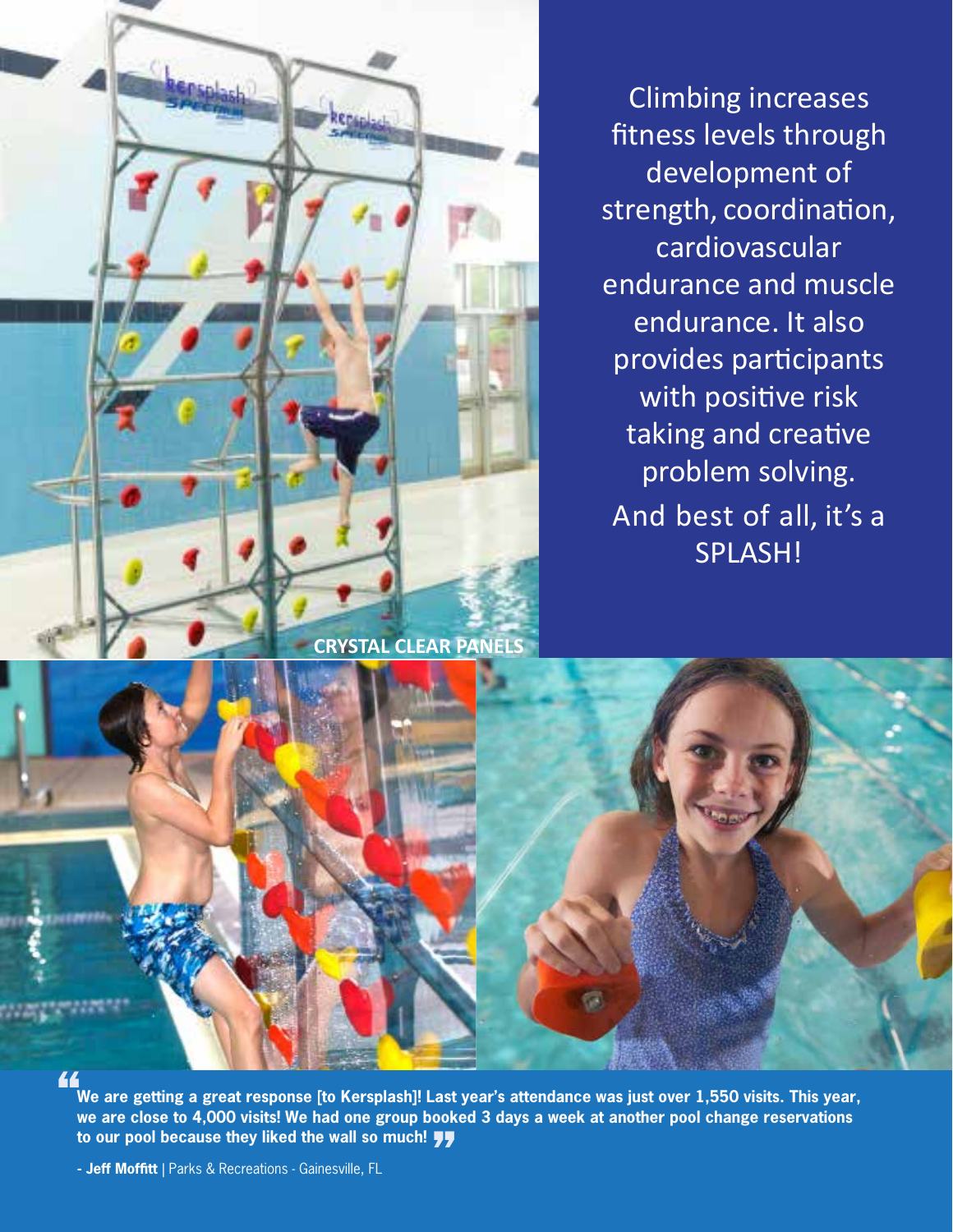Climbing increases fitness levels through development of strength, coordination, cardiovascular endurance and muscle endurance. It also provides participants with positive risk taking and creative problem solving.

And best of all, it's a SPLASH!

**CRYSTAL CLEAR PANELS**

**"We are getting a great response [to Kersplash]! Last year's attendance was just over 1,550 visits. This year, we are close to 4,000 visits! We had one group booked 3 days a week at another pool change reservations to our pool because they liked the wall so much!"**

**- Jeff Moffitt** | Parks & Recreations - Gainesville, FL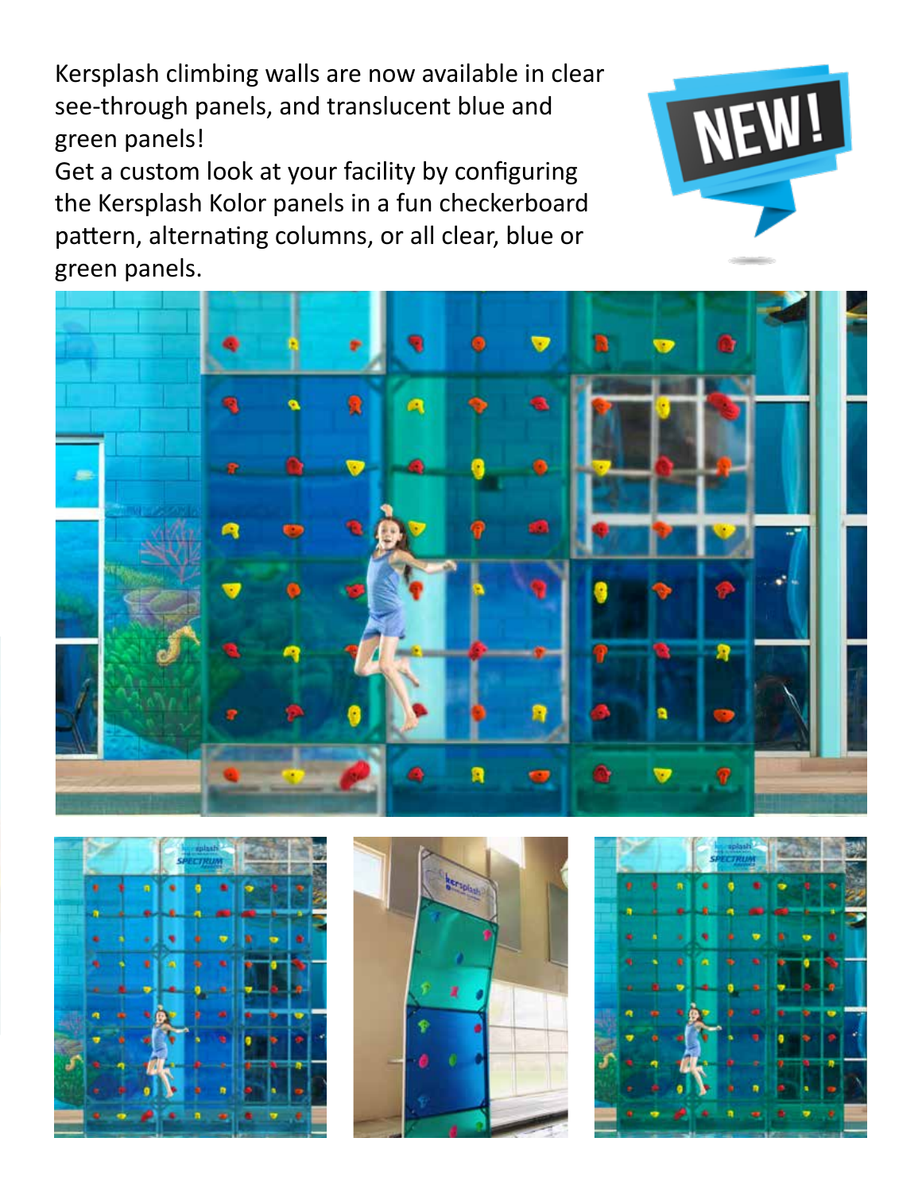Kersplash climbing walls are now available in clear see-through panels, and translucent blue and green panels!

Get a custom look at your facility by configuring the Kersplash Kolor panels in a fun checkerboard pattern, alternating columns, or all clear, blue or green panels.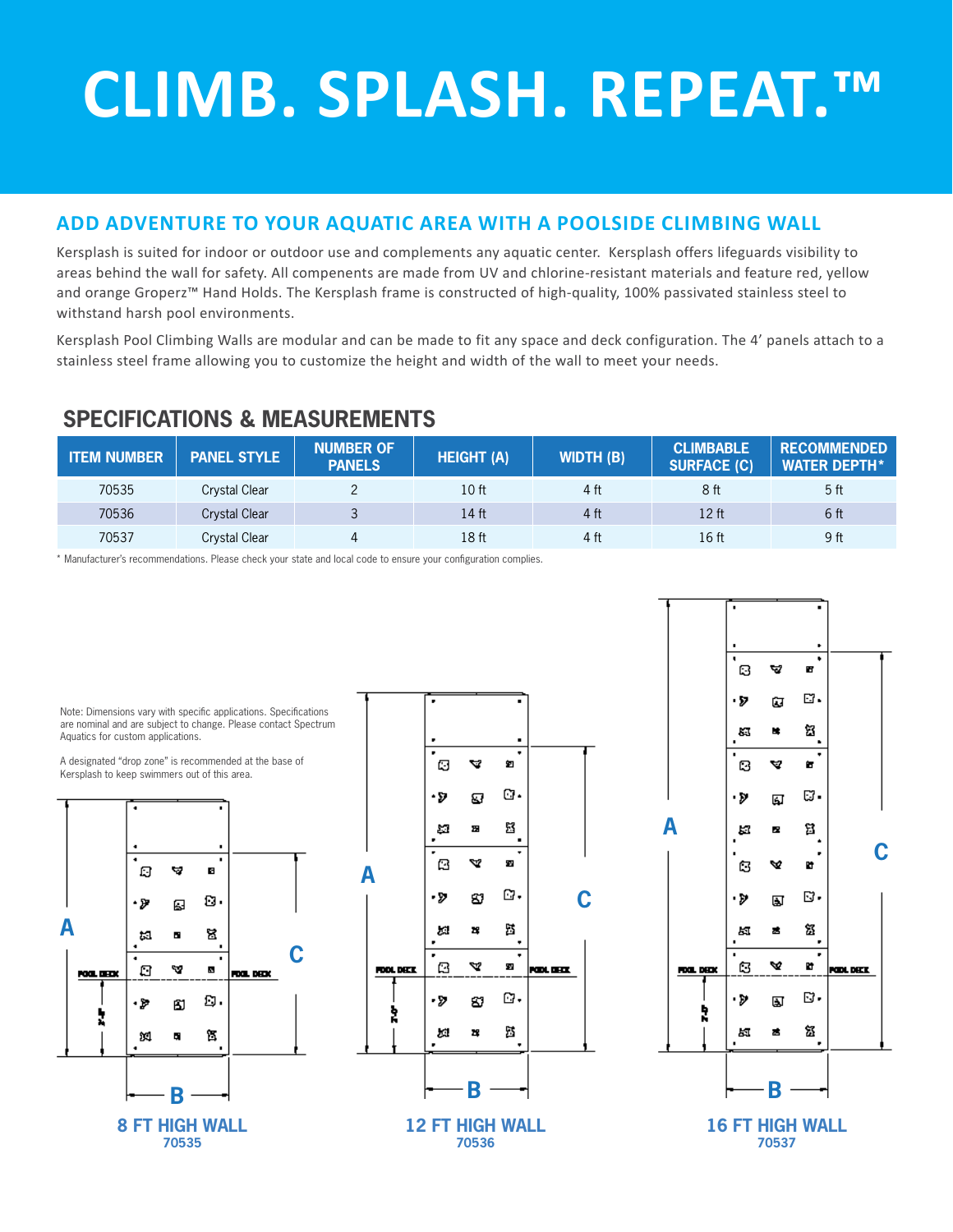# CLIMB. SPLASH. REPEAT.™

## ADD ADVENTURE TO YOUR AQUATIC AREA WITH A POOLSIDE CLIMBING WALL

Kersplash is suited for indoor or outdoor use and complements any aquatic center. Kersplash offers lifeguards visibility to areas behind the wall for safety. All compenents are made from UV and chlorine-resistant materials and feature red, yellow and orange Groperz™ Hand Holds. The Kersplash frame is constructed of high-quality, 100% passivated stainless steel to withstand harsh pool environments.

Kersplash Pool Climbing Walls are modular and can be made to fit any space and deck configuration. The 4' panels attach to a stainless steel frame allowing you to customize the height and width of the wall to meet your needs.

## SPECIFICATIONS & MEASUREMENTS

| ITEM NUMBER | PANEL STYLE | NUMBER OF PANELS | HEIGHT (A) | WIDTH (B) | CLIMBABLE SURFACE (C) | RECOMMENDED WATER DEPTH* |
|---|---|---|---|---|---|---|
| 70535 | Crystal Clear | 2 | 10 ft | 4 ft | 8 ft | 5 ft |
| 70536 | Crystal Clear | 3 | 14 ft | 4 ft | 12 ft | 6 ft |
| 70537 | Crystal Clear | 4 | 18 ft | 4 ft | 16 ft | 9 ft |

* Manufacturer's recommendations. Please check your state and local code to ensure your configuration complies.

Note: Dimensions vary with specific applications. Specifications are nominal and are subject to change. Please contact Spectrum Aquatics for custom applications.

A designated "drop zone" is recommended at the base of Kersplash to keep swimmers out of this area.

**8 FT HIGH WALL**
**70535**

**12 FT HIGH WALL**
**70536**

**16 FT HIGH WALL**
**70537**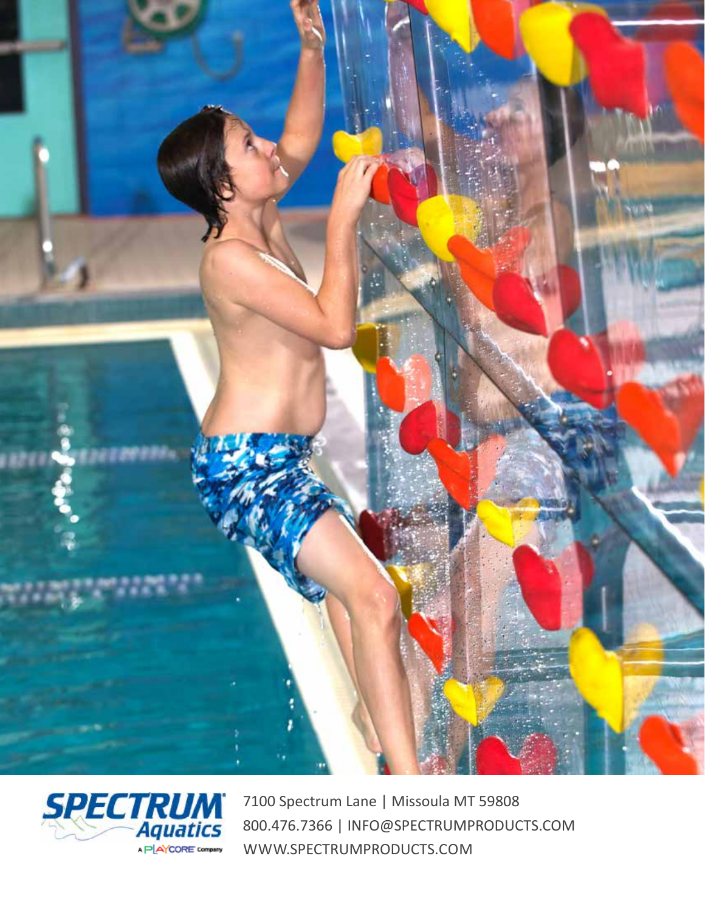SPECTRUM Aquatics

A PLAYCORE Company

7100 Spectrum Lane | Missoula MT 59808

800.476.7366 | INFO@SPECTRUMPRODUCTS.COM

WWW.SPECTRUMPRODUCTS.COM